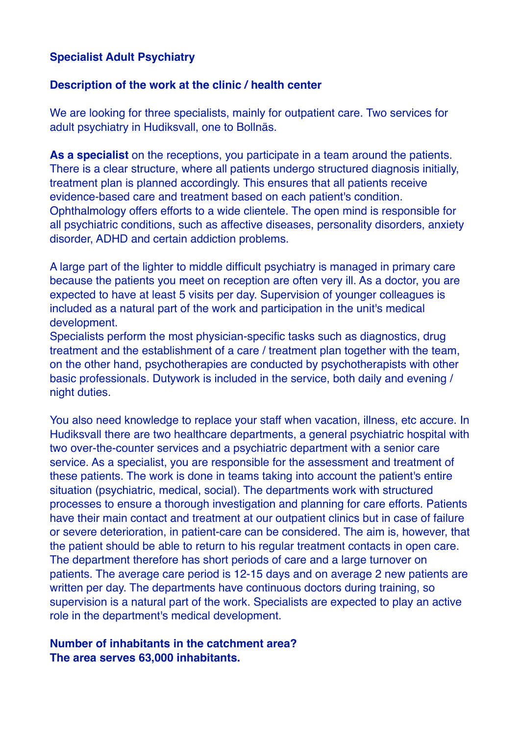**Specialist Adult Psychiatry**

**Description of the work at the clinic / health center**

We are looking for three specialists, mainly for outpatient care. Two services for adult psychiatry in Hudiksvall, one to Bollnäs.

**As a specialist** on the receptions, you participate in a team around the patients. There is a clear structure, where all patients undergo structured diagnosis initially, treatment plan is planned accordingly. This ensures that all patients receive evidence-based care and treatment based on each patient's condition. Ophthalmology offers efforts to a wide clientele. The open mind is responsible for all psychiatric conditions, such as affective diseases, personality disorders, anxiety disorder, ADHD and certain addiction problems.

A large part of the lighter to middle difficult psychiatry is managed in primary care because the patients you meet on reception are often very ill. As a doctor, you are expected to have at least 5 visits per day. Supervision of younger colleagues is included as a natural part of the work and participation in the unit's medical development.
Specialists perform the most physician-specific tasks such as diagnostics, drug treatment and the establishment of a care / treatment plan together with the team, on the other hand, psychotherapies are conducted by psychotherapists with other basic professionals. Dutywork is included in the service, both daily and evening / night duties.

You also need knowledge to replace your staff when vacation, illness, etc accure. In Hudiksvall there are two healthcare departments, a general psychiatric hospital with two over-the-counter services and a psychiatric department with a senior care service. As a specialist, you are responsible for the assessment and treatment of these patients. The work is done in teams taking into account the patient's entire situation (psychiatric, medical, social). The departments work with structured processes to ensure a thorough investigation and planning for care efforts. Patients have their main contact and treatment at our outpatient clinics but in case of failure or severe deterioration, in patient-care can be considered. The aim is, however, that the patient should be able to return to his regular treatment contacts in open care. The department therefore has short periods of care and a large turnover on patients. The average care period is 12-15 days and on average 2 new patients are written per day. The departments have continuous doctors during training, so supervision is a natural part of the work. Specialists are expected to play an active role in the department's medical development.

**Number of inhabitants in the catchment area?**
**The area serves 63,000 inhabitants.**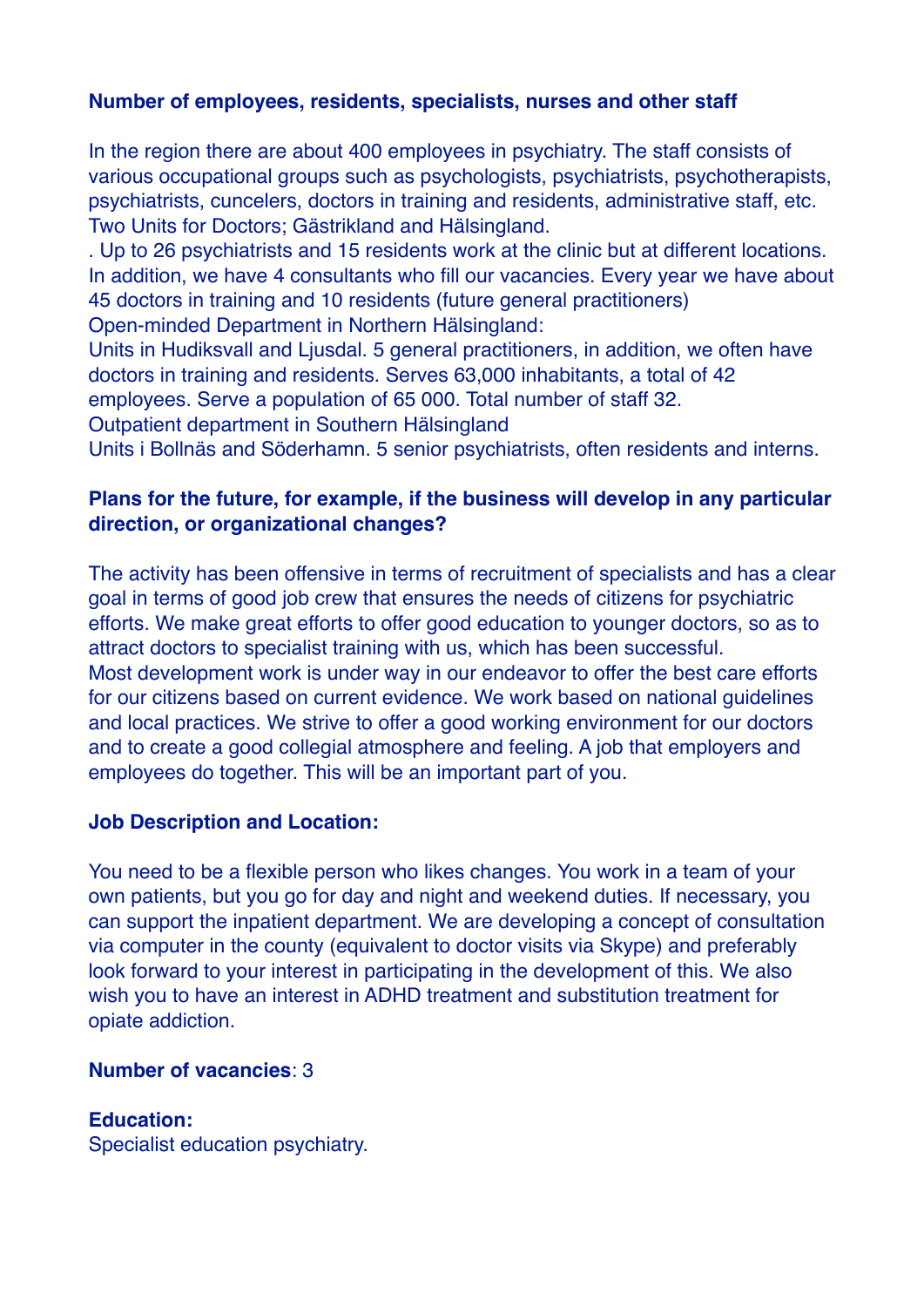**Number of employees, residents, specialists, nurses and other staff**

In the region there are about 400 employees in psychiatry. The staff consists of various occupational groups such as psychologists, psychiatrists, psychotherapists, psychiatrists, cuncelers, doctors in training and residents, administrative staff, etc. Two Units for Doctors; Gästrikland and Hälsingland.
. Up to 26 psychiatrists and 15 residents work at the clinic but at different locations. In addition, we have 4 consultants who fill our vacancies. Every year we have about 45 doctors in training and 10 residents (future general practitioners)
Open-minded Department in Northern Hälsingland:
Units in Hudiksvall and Ljusdal. 5 general practitioners, in addition, we often have doctors in training and residents. Serves 63,000 inhabitants, a total of 42 employees. Serve a population of 65 000. Total number of staff 32.
Outpatient department in Southern Hälsingland
Units i Bollnäs and Söderhamn. 5 senior psychiatrists, often residents and interns.

**Plans for the future, for example, if the business will develop in any particular direction, or organizational changes?**

The activity has been offensive in terms of recruitment of specialists and has a clear goal in terms of good job crew that ensures the needs of citizens for psychiatric efforts. We make great efforts to offer good education to younger doctors, so as to attract doctors to specialist training with us, which has been successful.
Most development work is under way in our endeavor to offer the best care efforts for our citizens based on current evidence. We work based on national guidelines and local practices. We strive to offer a good working environment for our doctors and to create a good collegial atmosphere and feeling. A job that employers and employees do together. This will be an important part of you.

**Job Description and Location:**

You need to be a flexible person who likes changes. You work in a team of your own patients, but you go for day and night and weekend duties. If necessary, you can support the inpatient department. We are developing a concept of consultation via computer in the county (equivalent to doctor visits via Skype) and preferably look forward to your interest in participating in the development of this. We also wish you to have an interest in ADHD treatment and substitution treatment for opiate addiction.

**Number of vacancies**: 3

**Education:**
Specialist education psychiatry.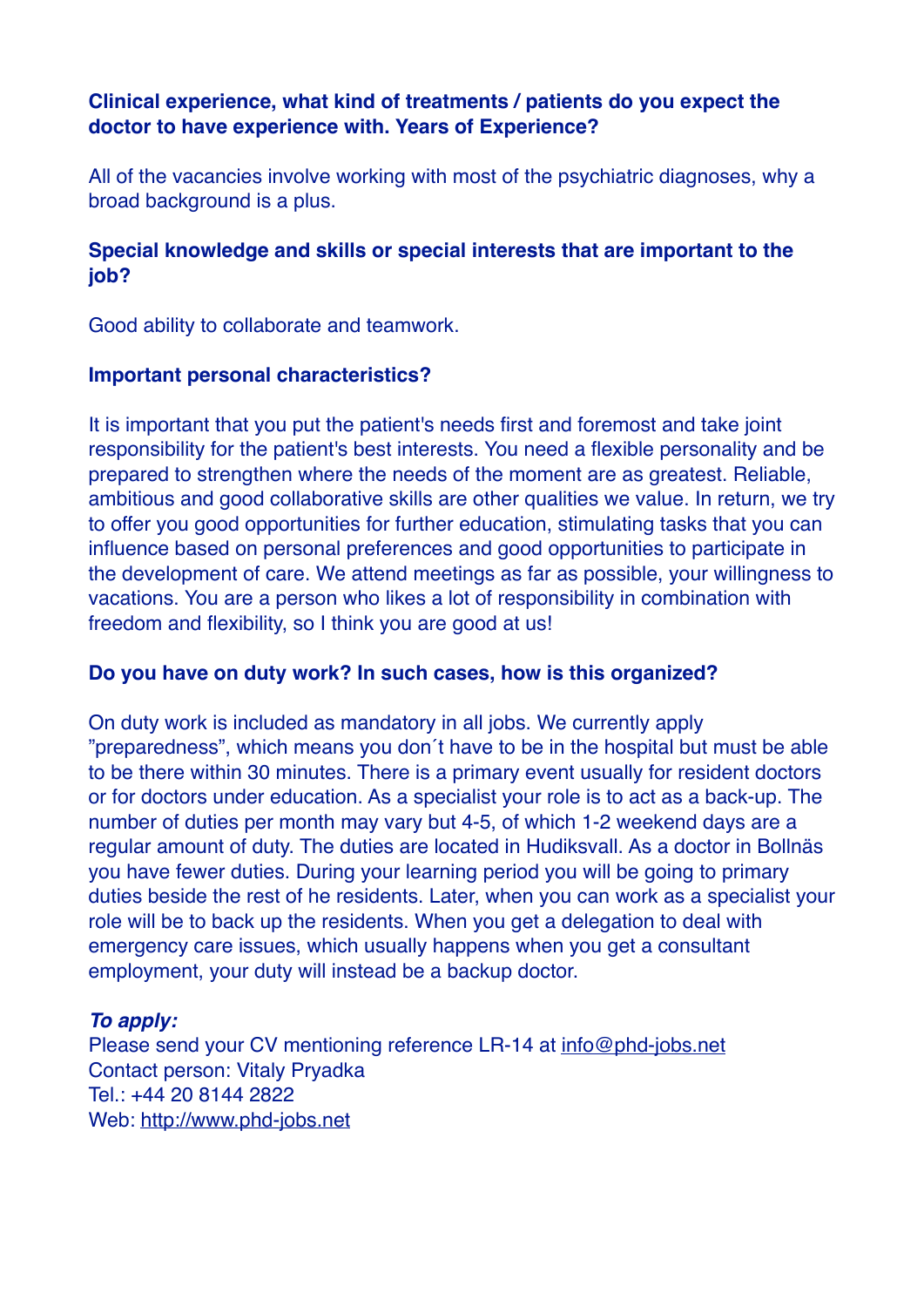**Clinical experience, what kind of treatments / patients do you expect the doctor to have experience with. Years of Experience?**

All of the vacancies involve working with most of the psychiatric diagnoses, why a broad background is a plus.

**Special knowledge and skills or special interests that are important to the job?**

Good ability to collaborate and teamwork.

**Important personal characteristics?**

It is important that you put the patient's needs first and foremost and take joint responsibility for the patient's best interests. You need a flexible personality and be prepared to strengthen where the needs of the moment are as greatest. Reliable, ambitious and good collaborative skills are other qualities we value. In return, we try to offer you good opportunities for further education, stimulating tasks that you can influence based on personal preferences and good opportunities to participate in the development of care. We attend meetings as far as possible, your willingness to vacations. You are a person who likes a lot of responsibility in combination with freedom and flexibility, so I think you are good at us!

**Do you have on duty work? In such cases, how is this organized?**

On duty work is included as mandatory in all jobs. We currently apply ”preparedness”, which means you don´t have to be in the hospital but must be able to be there within 30 minutes. There is a primary event usually for resident doctors or for doctors under education. As a specialist your role is to act as a back-up. The number of duties per month may vary but 4-5, of which 1-2 weekend days are a regular amount of duty. The duties are located in Hudiksvall. As a doctor in Bollnäs you have fewer duties. During your learning period you will be going to primary duties beside the rest of he residents. Later, when you can work as a specialist your role will be to back up the residents. When you get a delegation to deal with emergency care issues, which usually happens when you get a consultant employment, your duty will instead be a backup doctor.

***To apply:***
Please send your CV mentioning reference LR-14 at info@phd-jobs.net
Contact person: Vitaly Pryadka
Tel.: +44 20 8144 2822
Web: http://www.phd-jobs.net